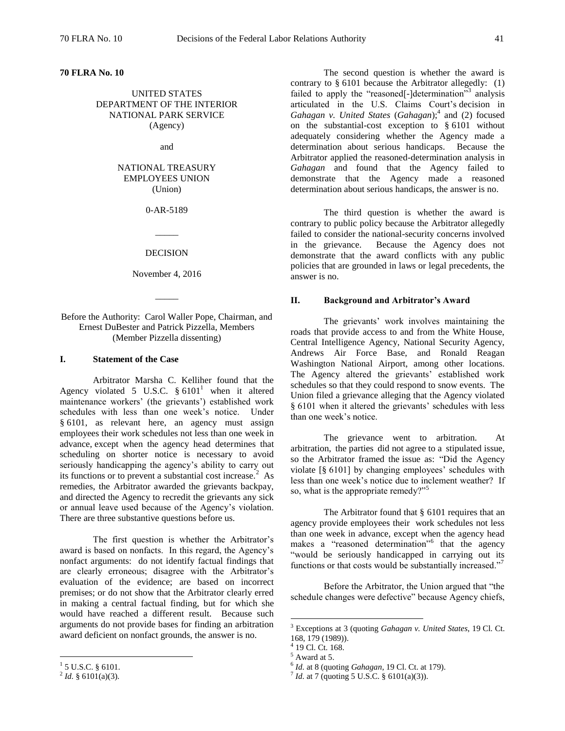**70 FLRA No. 10**

UNITED STATES
DEPARTMENT OF THE INTERIOR
NATIONAL PARK SERVICE
(Agency)

and

NATIONAL TREASURY
EMPLOYEES UNION
(Union)

0-AR-5189

_____

DECISION

November 4, 2016

_____

Before the Authority: Carol Waller Pope, Chairman, and Ernest DuBester and Patrick Pizzella, Members (Member Pizzella dissenting)

## I. Statement of the Case

Arbitrator Marsha C. Kelliher found that the Agency violated 5 U.S.C. § 6101[1] when it altered maintenance workers' (the grievants') established work schedules with less than one week's notice. Under § 6101, as relevant here, an agency must assign employees their work schedules not less than one week in advance, except when the agency head determines that scheduling on shorter notice is necessary to avoid seriously handicapping the agency's ability to carry out its functions or to prevent a substantial cost increase.[2] As remedies, the Arbitrator awarded the grievants backpay, and directed the Agency to recredit the grievants any sick or annual leave used because of the Agency's violation. There are three substantive questions before us.

The first question is whether the Arbitrator's award is based on nonfacts. In this regard, the Agency's nonfact arguments: do not identify factual findings that are clearly erroneous; disagree with the Arbitrator's evaluation of the evidence; are based on incorrect premises; or do not show that the Arbitrator clearly erred in making a central factual finding, but for which she would have reached a different result. Because such arguments do not provide bases for finding an arbitration award deficient on nonfact grounds, the answer is no.

The second question is whether the award is contrary to § 6101 because the Arbitrator allegedly: (1) failed to apply the "reasoned[-]determination"[3] analysis articulated in the U.S. Claims Court's decision in *Gahagan v. United States* (*Gahagan*);[4] and (2) focused on the substantial-cost exception to § 6101 without adequately considering whether the Agency made a determination about serious handicaps. Because the Arbitrator applied the reasoned-determination analysis in *Gahagan* and found that the Agency failed to demonstrate that the Agency made a reasoned determination about serious handicaps, the answer is no.

The third question is whether the award is contrary to public policy because the Arbitrator allegedly failed to consider the national-security concerns involved in the grievance. Because the Agency does not demonstrate that the award conflicts with any public policies that are grounded in laws or legal precedents, the answer is no.

## II. Background and Arbitrator's Award

The grievants' work involves maintaining the roads that provide access to and from the White House, Central Intelligence Agency, National Security Agency, Andrews Air Force Base, and Ronald Reagan Washington National Airport, among other locations. The Agency altered the grievants' established work schedules so that they could respond to snow events. The Union filed a grievance alleging that the Agency violated § 6101 when it altered the grievants' schedules with less than one week's notice.

The grievance went to arbitration. At arbitration, the parties did not agree to a stipulated issue, so the Arbitrator framed the issue as: "Did the Agency violate [§ 6101] by changing employees' schedules with less than one week's notice due to inclement weather? If so, what is the appropriate remedy?"[5]

The Arbitrator found that § 6101 requires that an agency provide employees their work schedules not less than one week in advance, except when the agency head makes a "reasoned determination"[6] that the agency "would be seriously handicapped in carrying out its functions or that costs would be substantially increased."[7]

Before the Arbitrator, the Union argued that "the schedule changes were defective" because Agency chiefs,

---

[1] 5 U.S.C. § 6101.

[2] *Id.* § 6101(a)(3).

[3] Exceptions at 3 (quoting *Gahagan v. United States*, 19 Cl. Ct. 168, 179 (1989)).

[4] 19 Cl. Ct. 168.

[5] Award at 5.

[6] *Id.* at 8 (quoting *Gahagan*, 19 Cl. Ct. at 179).

[7] *Id.* at 7 (quoting 5 U.S.C. § 6101(a)(3)).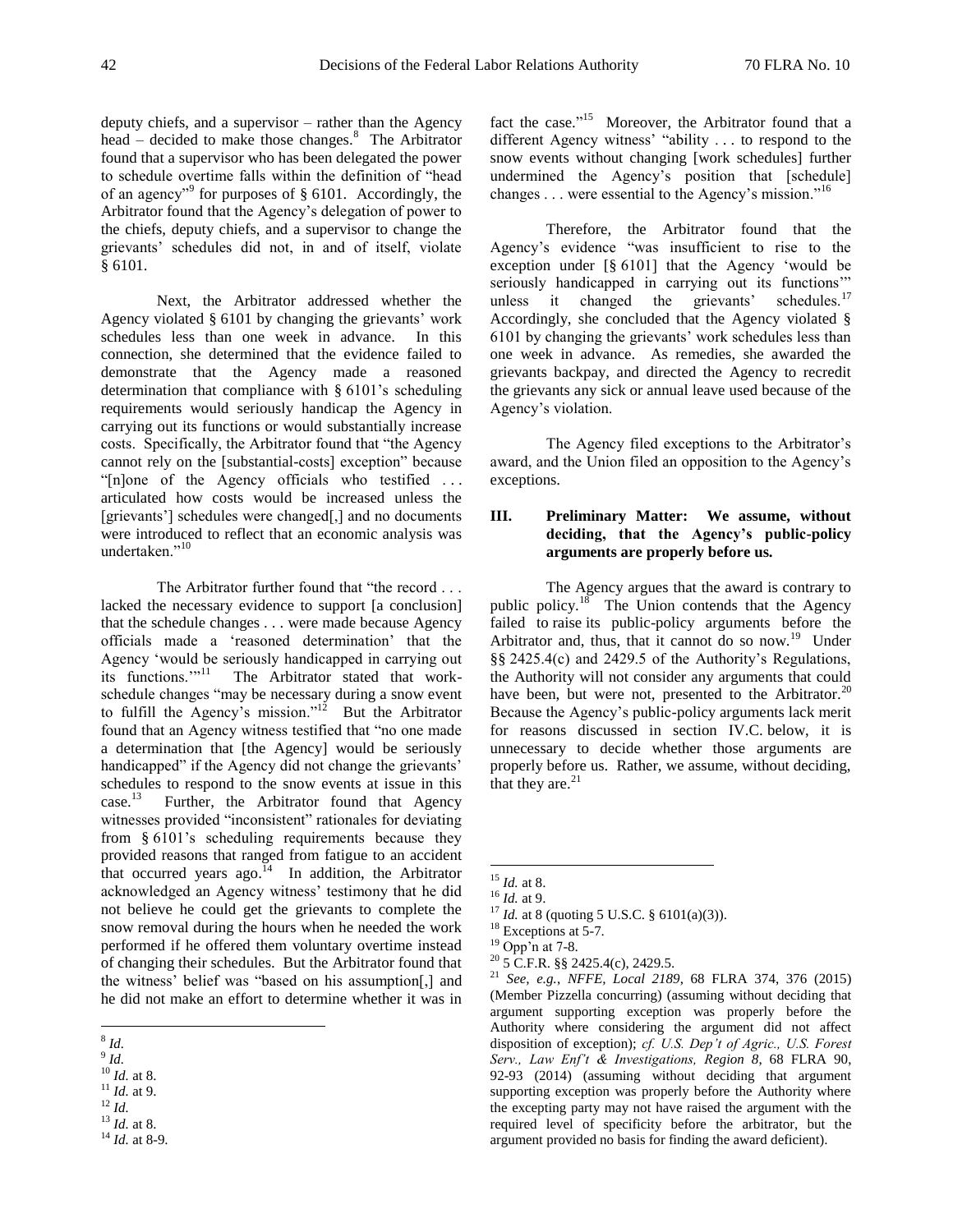deputy chiefs, and a supervisor – rather than the Agency head – decided to make those changes.[8] The Arbitrator found that a supervisor who has been delegated the power to schedule overtime falls within the definition of "head of an agency"[9] for purposes of § 6101. Accordingly, the Arbitrator found that the Agency's delegation of power to the chiefs, deputy chiefs, and a supervisor to change the grievants' schedules did not, in and of itself, violate § 6101.

Next, the Arbitrator addressed whether the Agency violated § 6101 by changing the grievants' work schedules less than one week in advance. In this connection, she determined that the evidence failed to demonstrate that the Agency made a reasoned determination that compliance with § 6101's scheduling requirements would seriously handicap the Agency in carrying out its functions or would substantially increase costs. Specifically, the Arbitrator found that "the Agency cannot rely on the [substantial-costs] exception" because "[n]one of the Agency officials who testified . . . articulated how costs would be increased unless the [grievants'] schedules were changed[,] and no documents were introduced to reflect that an economic analysis was undertaken."[10]

The Arbitrator further found that "the record . . . lacked the necessary evidence to support [a conclusion] that the schedule changes . . . were made because Agency officials made a 'reasoned determination' that the Agency 'would be seriously handicapped in carrying out its functions.'"[11] The Arbitrator stated that work-schedule changes "may be necessary during a snow event to fulfill the Agency's mission."[12] But the Arbitrator found that an Agency witness testified that "no one made a determination that [the Agency] would be seriously handicapped" if the Agency did not change the grievants' schedules to respond to the snow events at issue in this case.[13] Further, the Arbitrator found that Agency witnesses provided "inconsistent" rationales for deviating from § 6101's scheduling requirements because they provided reasons that ranged from fatigue to an accident that occurred years ago.[14] In addition, the Arbitrator acknowledged an Agency witness' testimony that he did not believe he could get the grievants to complete the snow removal during the hours when he needed the work performed if he offered them voluntary overtime instead of changing their schedules. But the Arbitrator found that the witness' belief was "based on his assumption[,] and he did not make an effort to determine whether it was in fact the case."[15] Moreover, the Arbitrator found that a different Agency witness' "ability . . . to respond to the snow events without changing [work schedules] further undermined the Agency's position that [schedule] changes . . . were essential to the Agency's mission."[16]

Therefore, the Arbitrator found that the Agency's evidence "was insufficient to rise to the exception under [§ 6101] that the Agency 'would be seriously handicapped in carrying out its functions'" unless it changed the grievants' schedules.[17] Accordingly, she concluded that the Agency violated § 6101 by changing the grievants' work schedules less than one week in advance. As remedies, she awarded the grievants backpay, and directed the Agency to recredit the grievants any sick or annual leave used because of the Agency's violation.

The Agency filed exceptions to the Arbitrator's award, and the Union filed an opposition to the Agency's exceptions.

### III. Preliminary Matter: We assume, without deciding, that the Agency's public-policy arguments are properly before us.

The Agency argues that the award is contrary to public policy.[18] The Union contends that the Agency failed to raise its public-policy arguments before the Arbitrator and, thus, that it cannot do so now.[19] Under §§ 2425.4(c) and 2429.5 of the Authority's Regulations, the Authority will not consider any arguments that could have been, but were not, presented to the Arbitrator.[20] Because the Agency's public-policy arguments lack merit for reasons discussed in section IV.C. below, it is unnecessary to decide whether those arguments are properly before us. Rather, we assume, without deciding, that they are.[21]

---

[8] *Id.*

[9] *Id.*

[10] *Id.* at 8.

[11] *Id.* at 9.

[12] *Id.*

[13] *Id.* at 8.

[14] *Id.* at 8-9.

[15] *Id.* at 8.

[16] *Id.* at 9.

[17] *Id.* at 8 (quoting 5 U.S.C. § 6101(a)(3)).

[18] Exceptions at 5-7.

[19] Opp'n at 7-8.

[20] 5 C.F.R. §§ 2425.4(c), 2429.5.

[21] *See, e.g.*, *NFFE, Local 2189*, 68 FLRA 374, 376 (2015) (Member Pizzella concurring) (assuming without deciding that argument supporting exception was properly before the Authority where considering the argument did not affect disposition of exception); *cf. U.S. Dep't of Agric., U.S. Forest Serv., Law Enf't & Investigations, Region 8*, 68 FLRA 90, 92-93 (2014) (assuming without deciding that argument supporting exception was properly before the Authority where the excepting party may not have raised the argument with the required level of specificity before the arbitrator, but the argument provided no basis for finding the award deficient).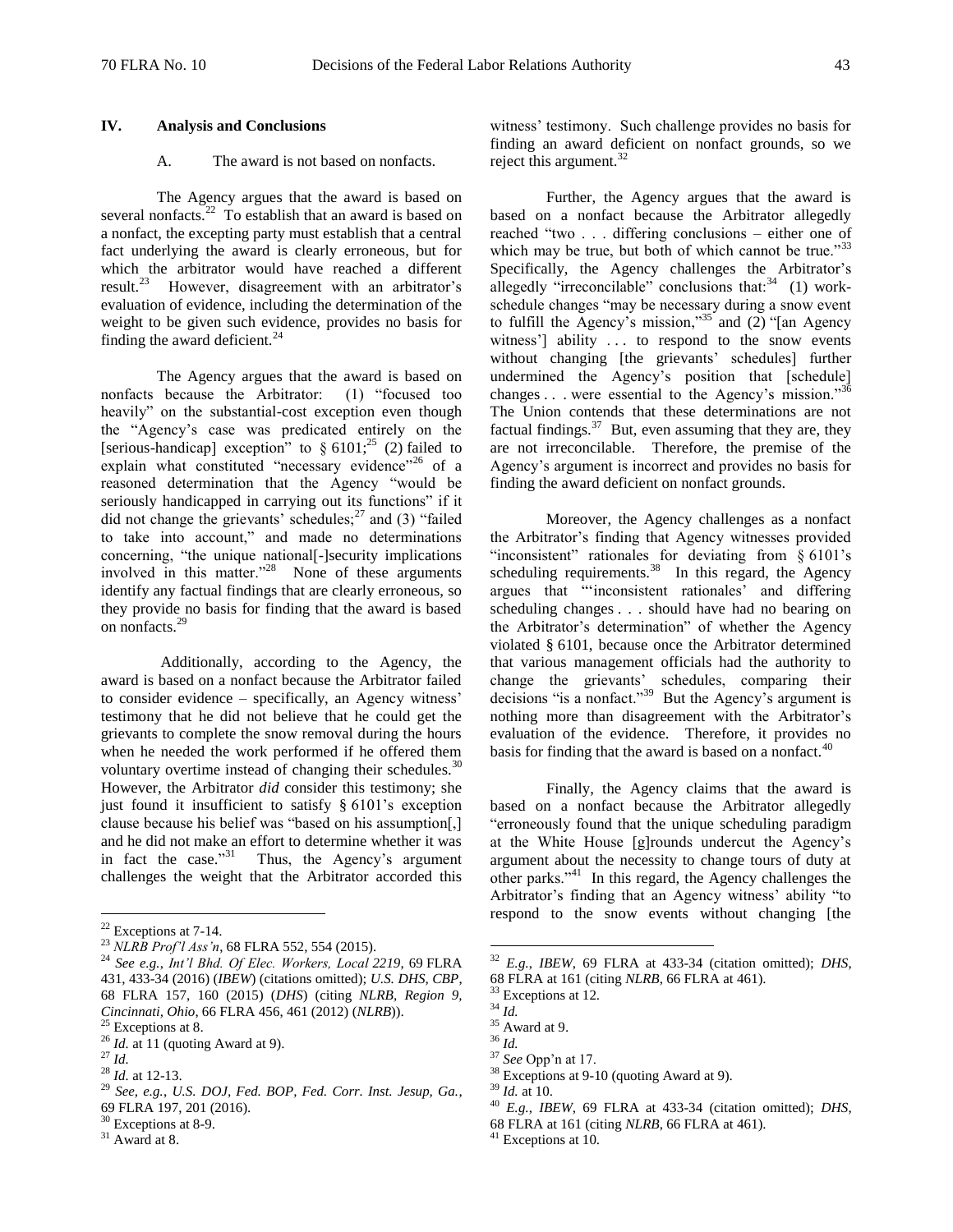## IV. Analysis and Conclusions

### A. The award is not based on nonfacts.

The Agency argues that the award is based on several nonfacts.[22] To establish that an award is based on a nonfact, the excepting party must establish that a central fact underlying the award is clearly erroneous, but for which the arbitrator would have reached a different result.[23] However, disagreement with an arbitrator's evaluation of evidence, including the determination of the weight to be given such evidence, provides no basis for finding the award deficient.[24]

The Agency argues that the award is based on nonfacts because the Arbitrator: (1) "focused too heavily" on the substantial-cost exception even though the "Agency's case was predicated entirely on the [serious-handicap] exception" to § 6101;[25] (2) failed to explain what constituted "necessary evidence"[26] of a reasoned determination that the Agency "would be seriously handicapped in carrying out its functions" if it did not change the grievants' schedules;[27] and (3) "failed to take into account," and made no determinations concerning, "the unique national[-]security implications involved in this matter."[28] None of these arguments identify any factual findings that are clearly erroneous, so they provide no basis for finding that the award is based on nonfacts.[29]

Additionally, according to the Agency, the award is based on a nonfact because the Arbitrator failed to consider evidence – specifically, an Agency witness' testimony that he did not believe that he could get the grievants to complete the snow removal during the hours when he needed the work performed if he offered them voluntary overtime instead of changing their schedules.[30] However, the Arbitrator *did* consider this testimony; she just found it insufficient to satisfy § 6101's exception clause because his belief was "based on his assumption[,] and he did not make an effort to determine whether it was in fact the case."[31] Thus, the Agency's argument challenges the weight that the Arbitrator accorded this witness' testimony. Such challenge provides no basis for finding an award deficient on nonfact grounds, so we reject this argument.[32]

Further, the Agency argues that the award is based on a nonfact because the Arbitrator allegedly reached "two . . . differing conclusions – either one of which may be true, but both of which cannot be true."[33] Specifically, the Agency challenges the Arbitrator's allegedly "irreconcilable" conclusions that:[34] (1) work-schedule changes "may be necessary during a snow event to fulfill the Agency's mission,"[35] and (2) "[an Agency witness'] ability . . . to respond to the snow events without changing [the grievants' schedules] further undermined the Agency's position that [schedule] changes . . . were essential to the Agency's mission."[36] The Union contends that these determinations are not factual findings.[37] But, even assuming that they are, they are not irreconcilable. Therefore, the premise of the Agency's argument is incorrect and provides no basis for finding the award deficient on nonfact grounds.

Moreover, the Agency challenges as a nonfact the Arbitrator's finding that Agency witnesses provided "inconsistent" rationales for deviating from § 6101's scheduling requirements.[38] In this regard, the Agency argues that "'inconsistent rationales' and differing scheduling changes . . . should have had no bearing on the Arbitrator's determination" of whether the Agency violated § 6101, because once the Arbitrator determined that various management officials had the authority to change the grievants' schedules, comparing their decisions "is a nonfact."[39] But the Agency's argument is nothing more than disagreement with the Arbitrator's evaluation of the evidence. Therefore, it provides no basis for finding that the award is based on a nonfact.[40]

Finally, the Agency claims that the award is based on a nonfact because the Arbitrator allegedly "erroneously found that the unique scheduling paradigm at the White House [g]rounds undercut the Agency's argument about the necessity to change tours of duty at other parks."[41] In this regard, the Agency challenges the Arbitrator's finding that an Agency witness' ability "to respond to the snow events without changing [the

---

[22] Exceptions at 7-14.

[23] *NLRB Prof'l Ass'n*, 68 FLRA 552, 554 (2015).

[24] *See e.g.*, *Int'l Bhd. Of Elec. Workers, Local 2219*, 69 FLRA 431, 433-34 (2016) (*IBEW*) (citations omitted); *U.S. DHS, CBP*, 68 FLRA 157, 160 (2015) (*DHS*) (citing *NLRB, Region 9, Cincinnati, Ohio*, 66 FLRA 456, 461 (2012) (*NLRB*)).

[25] Exceptions at 8.

[26] *Id.* at 11 (quoting Award at 9).

[27] *Id.*

[28] *Id.* at 12-13.

[29] *See, e.g.*, *U.S. DOJ, Fed. BOP, Fed. Corr. Inst. Jesup, Ga.*, 69 FLRA 197, 201 (2016).

[30] Exceptions at 8-9.

[31] Award at 8.

[32] *E.g.*, *IBEW*, 69 FLRA at 433-34 (citation omitted); *DHS*, 68 FLRA at 161 (citing *NLRB*, 66 FLRA at 461).

[33] Exceptions at 12.

[34] *Id.*

[35] Award at 9.

[36] *Id.*

[37] *See* Opp'n at 17.

[38] Exceptions at 9-10 (quoting Award at 9).

[39] *Id.* at 10.

[40] *E.g.*, *IBEW*, 69 FLRA at 433-34 (citation omitted); *DHS*, 68 FLRA at 161 (citing *NLRB*, 66 FLRA at 461).

[41] Exceptions at 10.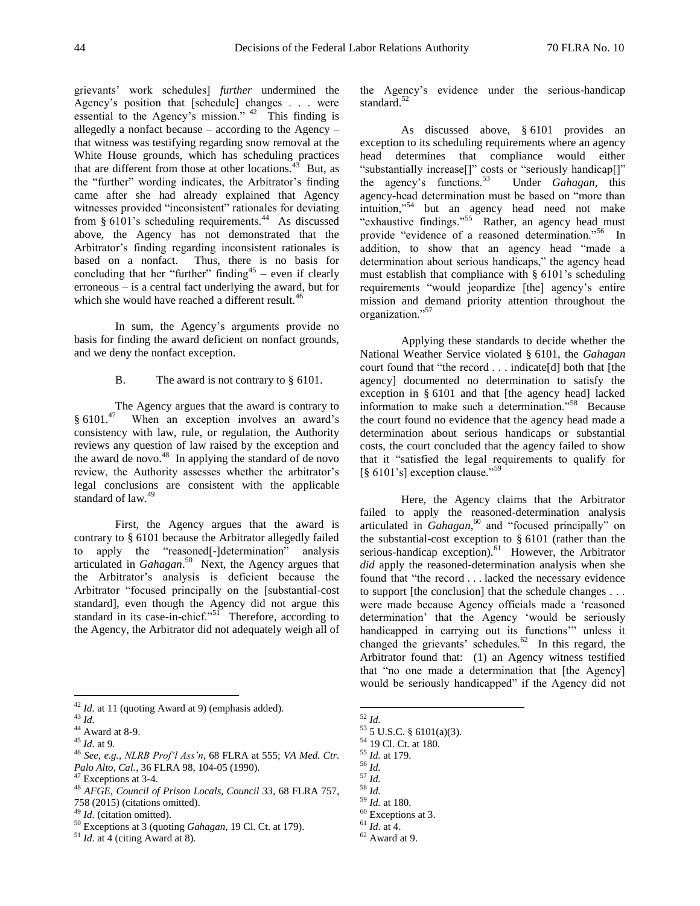grievants' work schedules] *further* undermined the Agency's position that [schedule] changes . . . were essential to the Agency's mission."[42] This finding is allegedly a nonfact because – according to the Agency – that witness was testifying regarding snow removal at the White House grounds, which has scheduling practices that are different from those at other locations.[43] But, as the "further" wording indicates, the Arbitrator's finding came after she had already explained that Agency witnesses provided "inconsistent" rationales for deviating from § 6101's scheduling requirements.[44] As discussed above, the Agency has not demonstrated that the Arbitrator's finding regarding inconsistent rationales is based on a nonfact. Thus, there is no basis for concluding that her "further" finding[45] – even if clearly erroneous – is a central fact underlying the award, but for which she would have reached a different result.[46]

In sum, the Agency's arguments provide no basis for finding the award deficient on nonfact grounds, and we deny the nonfact exception.

B. The award is not contrary to § 6101.

The Agency argues that the award is contrary to § 6101.[47] When an exception involves an award's consistency with law, rule, or regulation, the Authority reviews any question of law raised by the exception and the award de novo.[48] In applying the standard of de novo review, the Authority assesses whether the arbitrator's legal conclusions are consistent with the applicable standard of law.[49]

First, the Agency argues that the award is contrary to § 6101 because the Arbitrator allegedly failed to apply the "reasoned[-]determination" analysis articulated in *Gahagan*.[50] Next, the Agency argues that the Arbitrator's analysis is deficient because the Arbitrator "focused principally on the [substantial-cost standard], even though the Agency did not argue this standard in its case-in-chief."[51] Therefore, according to the Agency, the Arbitrator did not adequately weigh all of the Agency's evidence under the serious-handicap standard.[52]

As discussed above, § 6101 provides an exception to its scheduling requirements where an agency head determines that compliance would either "substantially increase[]" costs or "seriously handicap[]" the agency's functions.[53] Under *Gahagan*, this agency-head determination must be based on "more than intuition,"[54] but an agency head need not make "exhaustive findings."[55] Rather, an agency head must provide "evidence of a reasoned determination."[56] In addition, to show that an agency head "made a determination about serious handicaps," the agency head must establish that compliance with § 6101's scheduling requirements "would jeopardize [the] agency's entire mission and demand priority attention throughout the organization."[57]

Applying these standards to decide whether the National Weather Service violated § 6101, the *Gahagan* court found that "the record . . . indicate[d] both that [the agency] documented no determination to satisfy the exception in § 6101 and that [the agency head] lacked information to make such a determination."[58] Because the court found no evidence that the agency head made a determination about serious handicaps or substantial costs, the court concluded that the agency failed to show that it "satisfied the legal requirements to qualify for [§ 6101's] exception clause."[59]

Here, the Agency claims that the Arbitrator failed to apply the reasoned-determination analysis articulated in *Gahagan*,[60] and "focused principally" on the substantial-cost exception to § 6101 (rather than the serious-handicap exception).[61] However, the Arbitrator *did* apply the reasoned-determination analysis when she found that "the record . . . lacked the necessary evidence to support [the conclusion] that the schedule changes . . . were made because Agency officials made a 'reasoned determination' that the Agency 'would be seriously handicapped in carrying out its functions'" unless it changed the grievants' schedules.[62] In this regard, the Arbitrator found that: (1) an Agency witness testified that "no one made a determination that [the Agency] would be seriously handicapped" if the Agency did not

---

[42] *Id.* at 11 (quoting Award at 9) (emphasis added).
[43] *Id.*
[44] Award at 8-9.
[45] *Id.* at 9.
[46] *See, e.g.*, *NLRB Prof'l Ass'n*, 68 FLRA at 555; *VA Med. Ctr. Palo Alto, Cal.*, 36 FLRA 98, 104-05 (1990).
[47] Exceptions at 3-4.
[48] *AFGE, Council of Prison Locals, Council 33*, 68 FLRA 757, 758 (2015) (citations omitted).
[49] *Id.* (citation omitted).
[50] Exceptions at 3 (quoting *Gahagan*, 19 Cl. Ct. at 179).
[51] *Id.* at 4 (citing Award at 8).
[52] *Id.*
[53] 5 U.S.C. § 6101(a)(3).
[54] 19 Cl. Ct. at 180.
[55] *Id.* at 179.
[56] *Id.*
[57] *Id.*
[58] *Id.*
[59] *Id.* at 180.
[60] Exceptions at 3.
[61] *Id.* at 4.
[62] Award at 9.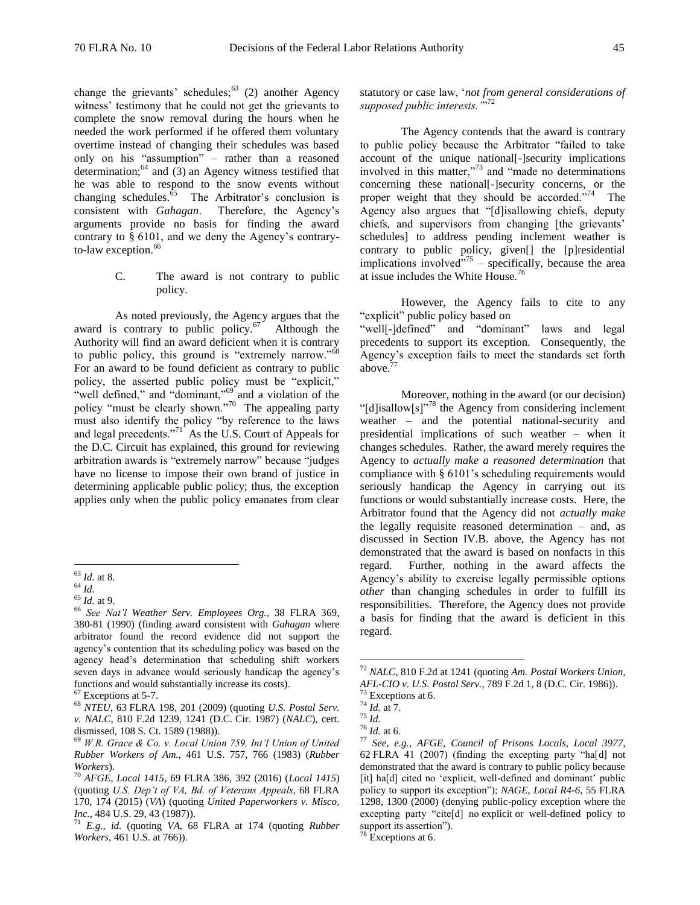change the grievants' schedules;[63] (2) another Agency witness' testimony that he could not get the grievants to complete the snow removal during the hours when he needed the work performed if he offered them voluntary overtime instead of changing their schedules was based only on his "assumption" – rather than a reasoned determination;[64] and (3) an Agency witness testified that he was able to respond to the snow events without changing schedules.[65] The Arbitrator's conclusion is consistent with *Gahagan*. Therefore, the Agency's arguments provide no basis for finding the award contrary to § 6101, and we deny the Agency's contrary-to-law exception.[66]

### C. The award is not contrary to public policy.

As noted previously, the Agency argues that the award is contrary to public policy.[67] Although the Authority will find an award deficient when it is contrary to public policy, this ground is "extremely narrow."[68] For an award to be found deficient as contrary to public policy, the asserted public policy must be "explicit," "well defined," and "dominant,"[69] and a violation of the policy "must be clearly shown."[70] The appealing party must also identify the policy "by reference to the laws and legal precedents."[71] As the U.S. Court of Appeals for the D.C. Circuit has explained, this ground for reviewing arbitration awards is "extremely narrow" because "judges have no license to impose their own brand of justice in determining applicable public policy; thus, the exception applies only when the public policy emanates from clear statutory or case law, '*not from general considerations of supposed public interests.*'"[72]

The Agency contends that the award is contrary to public policy because the Arbitrator "failed to take account of the unique national[-]security implications involved in this matter,"[73] and "made no determinations concerning these national[-]security concerns, or the proper weight that they should be accorded."[74] The Agency also argues that "[d]isallowing chiefs, deputy chiefs, and supervisors from changing [the grievants' schedules] to address pending inclement weather is contrary to public policy, given[] the [p]residential implications involved"[75] – specifically, because the area at issue includes the White House.[76]

However, the Agency fails to cite to any "explicit" public policy based on "well[-]defined" and "dominant" laws and legal precedents to support its exception. Consequently, the Agency's exception fails to meet the standards set forth above.[77]

Moreover, nothing in the award (or our decision) "[d]isallow[s]"[78] the Agency from considering inclement weather – and the potential national-security and presidential implications of such weather – when it changes schedules. Rather, the award merely requires the Agency to *actually make a reasoned determination* that compliance with § 6101's scheduling requirements would seriously handicap the Agency in carrying out its functions or would substantially increase costs. Here, the Arbitrator found that the Agency did not *actually make* the legally requisite reasoned determination – and, as discussed in Section IV.B. above, the Agency has not demonstrated that the award is based on nonfacts in this regard. Further, nothing in the award affects the Agency's ability to exercise legally permissible options *other* than changing schedules in order to fulfill its responsibilities. Therefore, the Agency does not provide a basis for finding that the award is deficient in this regard.

---

[63] *Id.* at 8.

[64] *Id.*

[65] *Id.* at 9.

[66] *See Nat'l Weather Serv. Employees Org.*, 38 FLRA 369, 380-81 (1990) (finding award consistent with *Gahagan* where arbitrator found the record evidence did not support the agency's contention that its scheduling policy was based on the agency head's determination that scheduling shift workers seven days in advance would seriously handicap the agency's functions and would substantially increase its costs).

[67] Exceptions at 5-7.

[68] *NTEU*, 63 FLRA 198, 201 (2009) (quoting *U.S. Postal Serv. v. NALC*, 810 F.2d 1239, 1241 (D.C. Cir. 1987) (*NALC*), cert. dismissed, 108 S. Ct. 1589 (1988)).

[69] *W.R. Grace & Co. v. Local Union 759, Int'l Union of United Rubber Workers of Am.*, 461 U.S. 757, 766 (1983) (*Rubber Workers*).

[70] *AFGE, Local 1415*, 69 FLRA 386, 392 (2016) (*Local 1415*) (quoting *U.S. Dep't of VA, Bd. of Veterans Appeals*, 68 FLRA 170, 174 (2015) (*VA*) (quoting *United Paperworkers v. Misco, Inc.*, 484 U.S. 29, 43 (1987)).

[71] *E.g.*, *id.* (quoting *VA*, 68 FLRA at 174 (quoting *Rubber Workers*, 461 U.S. at 766)).

[72] *NALC*, 810 F.2d at 1241 (quoting *Am. Postal Workers Union, AFL-CIO v. U.S. Postal Serv.*, 789 F.2d 1, 8 (D.C. Cir. 1986)).

[73] Exceptions at 6.

[74] *Id.* at 7.

[75] *Id.*

[76] *Id.* at 6.

[77] *See, e.g.*, *AFGE, Council of Prisons Locals, Local 3977*, 62 FLRA 41 (2007) (finding the excepting party "ha[d] not demonstrated that the award is contrary to public policy because [it] ha[d] cited no 'explicit, well-defined and dominant' public policy to support its exception"); *NAGE, Local R4-6*, 55 FLRA 1298, 1300 (2000) (denying public-policy exception where the excepting party "cite[d] no explicit or well-defined policy to support its assertion").

[78] Exceptions at 6.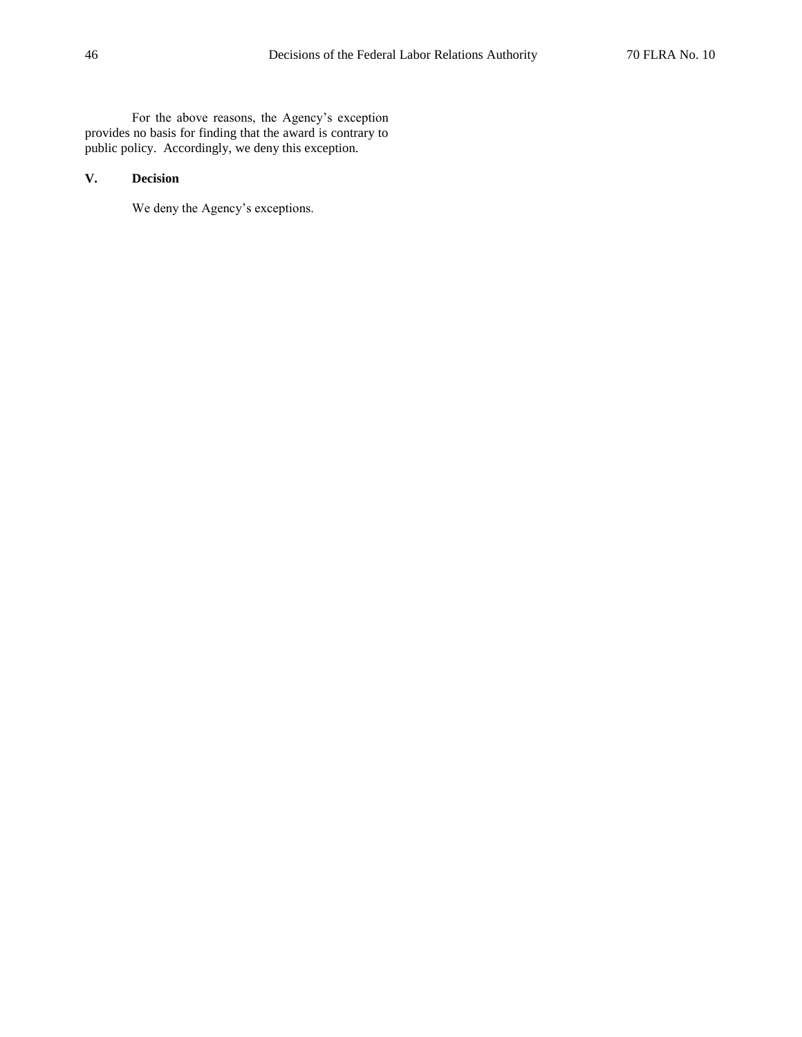For the above reasons, the Agency's exception provides no basis for finding that the award is contrary to public policy. Accordingly, we deny this exception.

## V. Decision

We deny the Agency's exceptions.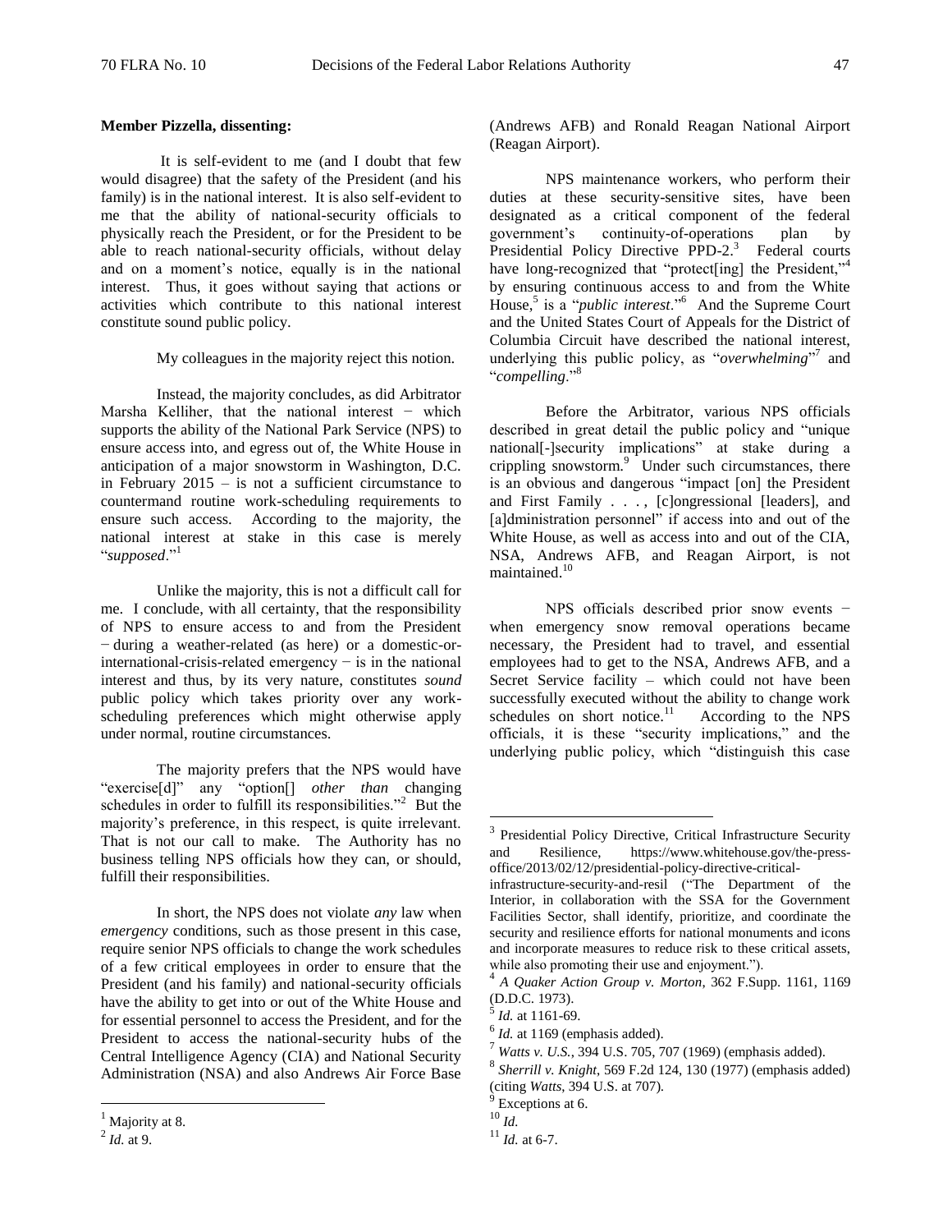**Member Pizzella, dissenting:**

It is self-evident to me (and I doubt that few would disagree) that the safety of the President (and his family) is in the national interest. It is also self-evident to me that the ability of national-security officials to physically reach the President, or for the President to be able to reach national-security officials, without delay and on a moment's notice, equally is in the national interest. Thus, it goes without saying that actions or activities which contribute to this national interest constitute sound public policy.

My colleagues in the majority reject this notion.

Instead, the majority concludes, as did Arbitrator Marsha Kelliher, that the national interest − which supports the ability of the National Park Service (NPS) to ensure access into, and egress out of, the White House in anticipation of a major snowstorm in Washington, D.C. in February 2015 – is not a sufficient circumstance to countermand routine work-scheduling requirements to ensure such access. According to the majority, the national interest at stake in this case is merely "*supposed*."[1]

Unlike the majority, this is not a difficult call for me. I conclude, with all certainty, that the responsibility of NPS to ensure access to and from the President − during a weather-related (as here) or a domestic-or-international-crisis-related emergency − is in the national interest and thus, by its very nature, constitutes *sound* public policy which takes priority over any work-scheduling preferences which might otherwise apply under normal, routine circumstances.

The majority prefers that the NPS would have "exercise[d]" any "option[] *other than* changing schedules in order to fulfill its responsibilities."[2] But the majority's preference, in this respect, is quite irrelevant. That is not our call to make. The Authority has no business telling NPS officials how they can, or should, fulfill their responsibilities.

In short, the NPS does not violate *any* law when *emergency* conditions, such as those present in this case, require senior NPS officials to change the work schedules of a few critical employees in order to ensure that the President (and his family) and national-security officials have the ability to get into or out of the White House and for essential personnel to access the President, and for the President to access the national-security hubs of the Central Intelligence Agency (CIA) and National Security Administration (NSA) and also Andrews Air Force Base (Andrews AFB) and Ronald Reagan National Airport (Reagan Airport).

NPS maintenance workers, who perform their duties at these security-sensitive sites, have been designated as a critical component of the federal government's continuity-of-operations plan by Presidential Policy Directive PPD-2.[3] Federal courts have long-recognized that "protect[ing] the President,"[4] by ensuring continuous access to and from the White House,[5] is a "*public interest*."[6] And the Supreme Court and the United States Court of Appeals for the District of Columbia Circuit have described the national interest, underlying this public policy, as "*overwhelming*"[7] and "*compelling*."[8]

Before the Arbitrator, various NPS officials described in great detail the public policy and "unique national[-]security implications" at stake during a crippling snowstorm.[9] Under such circumstances, there is an obvious and dangerous "impact [on] the President and First Family . . . , [c]ongressional [leaders], and [a]dministration personnel" if access into and out of the White House, as well as access into and out of the CIA, NSA, Andrews AFB, and Reagan Airport, is not maintained.[10]

NPS officials described prior snow events − when emergency snow removal operations became necessary, the President had to travel, and essential employees had to get to the NSA, Andrews AFB, and a Secret Service facility – which could not have been successfully executed without the ability to change work schedules on short notice.[11] According to the NPS officials, it is these "security implications," and the underlying public policy, which "distinguish this case

---

[1] Majority at 8.

[2] *Id.* at 9.

[3] Presidential Policy Directive, Critical Infrastructure Security and Resilience, https://www.whitehouse.gov/the-press-office/2013/02/12/presidential-policy-directive-critical-infrastructure-security-and-resil ("The Department of the Interior, in collaboration with the SSA for the Government Facilities Sector, shall identify, prioritize, and coordinate the security and resilience efforts for national monuments and icons and incorporate measures to reduce risk to these critical assets, while also promoting their use and enjoyment.").

[4] *A Quaker Action Group v. Morton*, 362 F.Supp. 1161, 1169 (D.D.C. 1973).

[5] *Id.* at 1161-69.

[6] *Id.* at 1169 (emphasis added).

[7] *Watts v. U.S.*, 394 U.S. 705, 707 (1969) (emphasis added).

[8] *Sherrill v. Knight*, 569 F.2d 124, 130 (1977) (emphasis added) (citing *Watts*, 394 U.S. at 707).

[9] Exceptions at 6.

[10] *Id.*

[11] *Id.* at 6-7.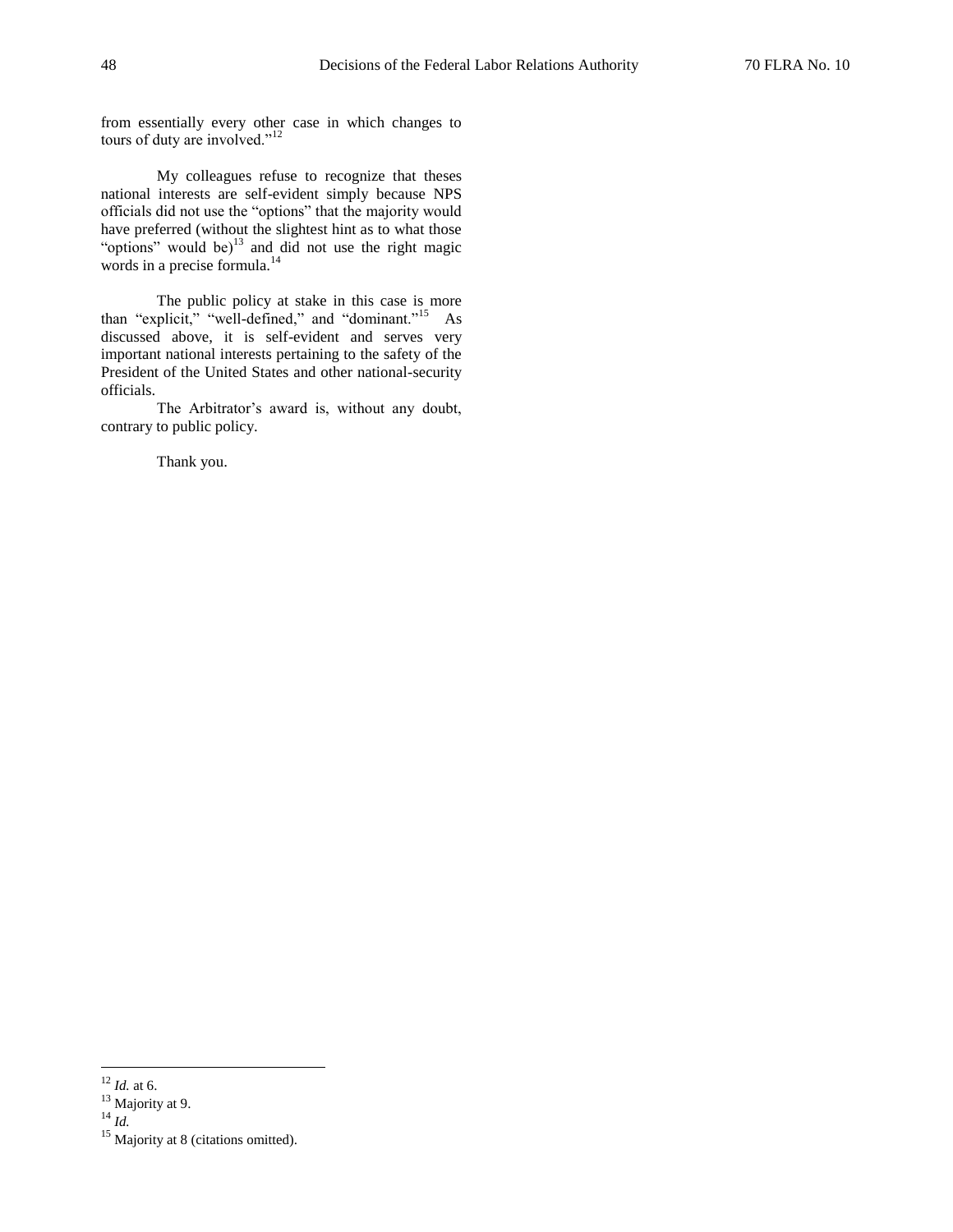from essentially every other case in which changes to tours of duty are involved."[12]

My colleagues refuse to recognize that theses national interests are self-evident simply because NPS officials did not use the "options" that the majority would have preferred (without the slightest hint as to what those "options" would be)[13] and did not use the right magic words in a precise formula.[14]

The public policy at stake in this case is more than "explicit," "well-defined," and "dominant."[15] As discussed above, it is self-evident and serves very important national interests pertaining to the safety of the President of the United States and other national-security officials.

The Arbitrator's award is, without any doubt, contrary to public policy.

Thank you.

---

[12] *Id.* at 6.

[13] Majority at 9.

[14] *Id.*

[15] Majority at 8 (citations omitted).